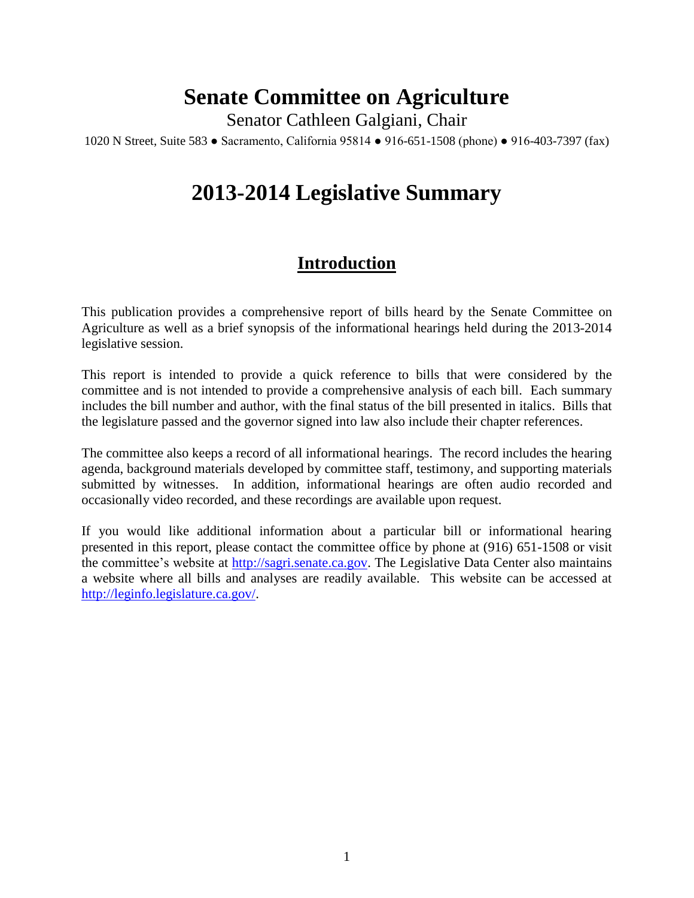# Senate Committee on Agriculture

Senator Cathleen Galgiani, Chair

1020 N Street, Suite 583 ● Sacramento, California 95814 ● 916-651-1508 (phone) ● 916-403-7397 (fax)

# 2013-2014 Legislative Summary

## Introduction

This publication provides a comprehensive report of bills heard by the Senate Committee on Agriculture as well as a brief synopsis of the informational hearings held during the 2013-2014 legislative session.

This report is intended to provide a quick reference to bills that were considered by the committee and is not intended to provide a comprehensive analysis of each bill. Each summary includes the bill number and author, with the final status of the bill presented in italics. Bills that the legislature passed and the governor signed into law also include their chapter references.

The committee also keeps a record of all informational hearings. The record includes the hearing agenda, background materials developed by committee staff, testimony, and supporting materials submitted by witnesses. In addition, informational hearings are often audio recorded and occasionally video recorded, and these recordings are available upon request.

If you would like additional information about a particular bill or informational hearing presented in this report, please contact the committee office by phone at (916) 651-1508 or visit the committee's website at http://sagri.senate.ca.gov. The Legislative Data Center also maintains a website where all bills and analyses are readily available. This website can be accessed at http://leginfo.legislature.ca.gov/.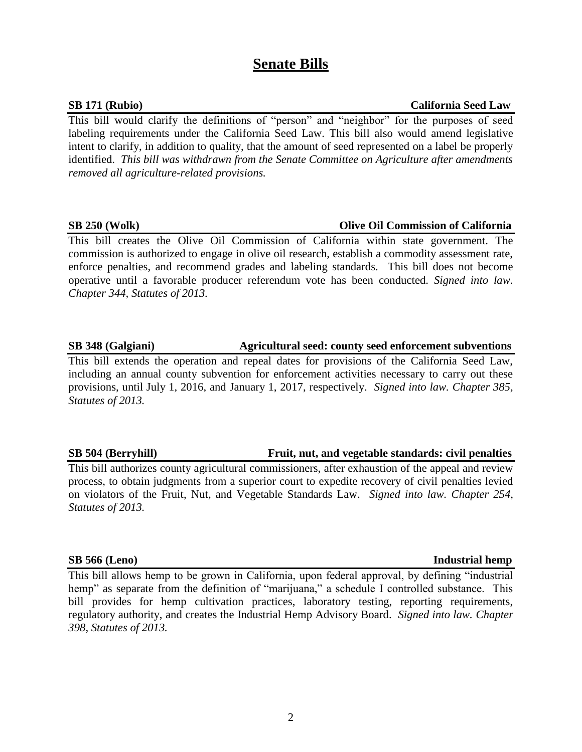# Senate Bills

**SB 171 (Rubio) — California Seed Law**

This bill would clarify the definitions of "person" and "neighbor" for the purposes of seed labeling requirements under the California Seed Law. This bill also would amend legislative intent to clarify, in addition to quality, that the amount of seed represented on a label be properly identified. *This bill was withdrawn from the Senate Committee on Agriculture after amendments removed all agriculture-related provisions.*

**SB 250 (Wolk) — Olive Oil Commission of California**

This bill creates the Olive Oil Commission of California within state government. The commission is authorized to engage in olive oil research, establish a commodity assessment rate, enforce penalties, and recommend grades and labeling standards. This bill does not become operative until a favorable producer referendum vote has been conducted. *Signed into law. Chapter 344, Statutes of 2013.*

**SB 348 (Galgiani) — Agricultural seed: county seed enforcement subventions**

This bill extends the operation and repeal dates for provisions of the California Seed Law, including an annual county subvention for enforcement activities necessary to carry out these provisions, until July 1, 2016, and January 1, 2017, respectively. *Signed into law. Chapter 385, Statutes of 2013.*

**SB 504 (Berryhill) — Fruit, nut, and vegetable standards: civil penalties**

This bill authorizes county agricultural commissioners, after exhaustion of the appeal and review process, to obtain judgments from a superior court to expedite recovery of civil penalties levied on violators of the Fruit, Nut, and Vegetable Standards Law. *Signed into law. Chapter 254, Statutes of 2013.*

**SB 566 (Leno) — Industrial hemp**

This bill allows hemp to be grown in California, upon federal approval, by defining "industrial hemp" as separate from the definition of "marijuana," a schedule I controlled substance. This bill provides for hemp cultivation practices, laboratory testing, reporting requirements, regulatory authority, and creates the Industrial Hemp Advisory Board. *Signed into law. Chapter 398, Statutes of 2013.*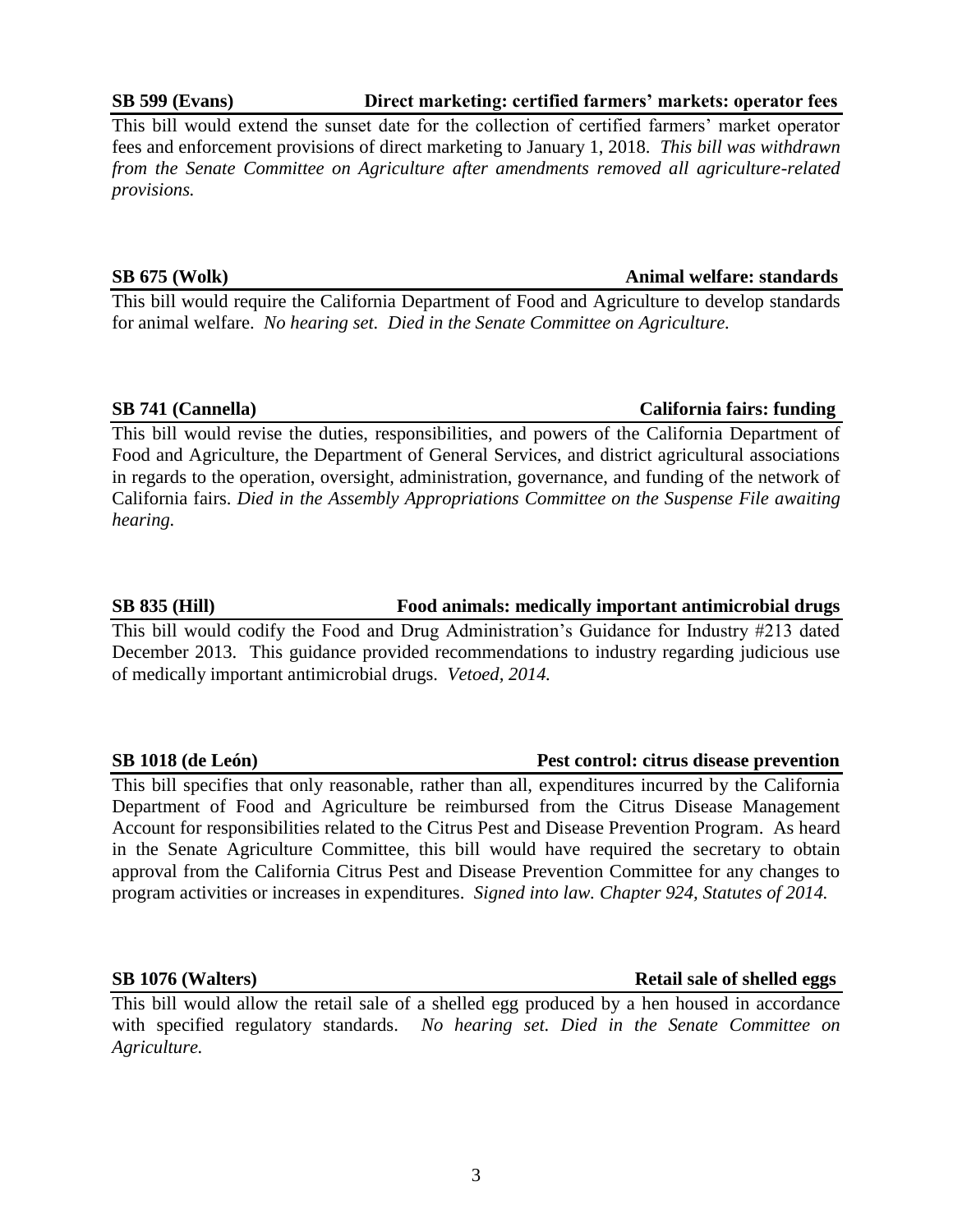**SB 599 (Evans)** **Direct marketing: certified farmers' markets: operator fees**

This bill would extend the sunset date for the collection of certified farmers' market operator fees and enforcement provisions of direct marketing to January 1, 2018. *This bill was withdrawn from the Senate Committee on Agriculture after amendments removed all agriculture-related provisions.*

**SB 675 (Wolk)** **Animal welfare: standards**

This bill would require the California Department of Food and Agriculture to develop standards for animal welfare. *No hearing set. Died in the Senate Committee on Agriculture.*

**SB 741 (Cannella)** **California fairs: funding**

This bill would revise the duties, responsibilities, and powers of the California Department of Food and Agriculture, the Department of General Services, and district agricultural associations in regards to the operation, oversight, administration, governance, and funding of the network of California fairs. *Died in the Assembly Appropriations Committee on the Suspense File awaiting hearing.*

**SB 835 (Hill)** **Food animals: medically important antimicrobial drugs**

This bill would codify the Food and Drug Administration's Guidance for Industry #213 dated December 2013. This guidance provided recommendations to industry regarding judicious use of medically important antimicrobial drugs. *Vetoed, 2014.*

**SB 1018 (de León)** **Pest control: citrus disease prevention**

This bill specifies that only reasonable, rather than all, expenditures incurred by the California Department of Food and Agriculture be reimbursed from the Citrus Disease Management Account for responsibilities related to the Citrus Pest and Disease Prevention Program. As heard in the Senate Agriculture Committee, this bill would have required the secretary to obtain approval from the California Citrus Pest and Disease Prevention Committee for any changes to program activities or increases in expenditures. *Signed into law. Chapter 924, Statutes of 2014.*

**SB 1076 (Walters)** **Retail sale of shelled eggs**

This bill would allow the retail sale of a shelled egg produced by a hen housed in accordance with specified regulatory standards. *No hearing set. Died in the Senate Committee on Agriculture.*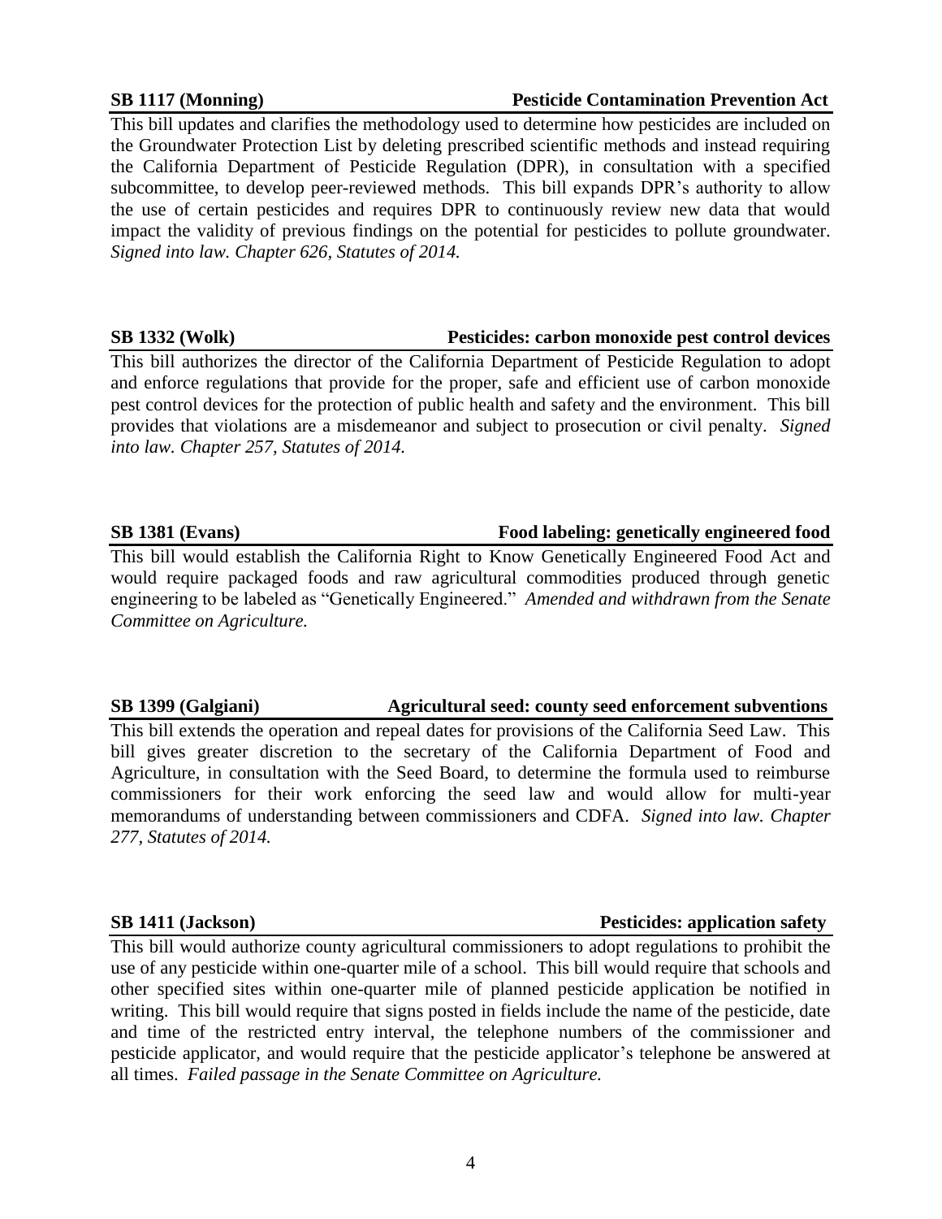**SB 1117 (Monning)** **Pesticide Contamination Prevention Act**

This bill updates and clarifies the methodology used to determine how pesticides are included on the Groundwater Protection List by deleting prescribed scientific methods and instead requiring the California Department of Pesticide Regulation (DPR), in consultation with a specified subcommittee, to develop peer-reviewed methods. This bill expands DPR's authority to allow the use of certain pesticides and requires DPR to continuously review new data that would impact the validity of previous findings on the potential for pesticides to pollute groundwater. *Signed into law. Chapter 626, Statutes of 2014.*

**SB 1332 (Wolk)** **Pesticides: carbon monoxide pest control devices**

This bill authorizes the director of the California Department of Pesticide Regulation to adopt and enforce regulations that provide for the proper, safe and efficient use of carbon monoxide pest control devices for the protection of public health and safety and the environment. This bill provides that violations are a misdemeanor and subject to prosecution or civil penalty. *Signed into law. Chapter 257, Statutes of 2014.*

**SB 1381 (Evans)** **Food labeling: genetically engineered food**

This bill would establish the California Right to Know Genetically Engineered Food Act and would require packaged foods and raw agricultural commodities produced through genetic engineering to be labeled as "Genetically Engineered." *Amended and withdrawn from the Senate Committee on Agriculture.*

**SB 1399 (Galgiani)** **Agricultural seed: county seed enforcement subventions**

This bill extends the operation and repeal dates for provisions of the California Seed Law. This bill gives greater discretion to the secretary of the California Department of Food and Agriculture, in consultation with the Seed Board, to determine the formula used to reimburse commissioners for their work enforcing the seed law and would allow for multi-year memorandums of understanding between commissioners and CDFA. *Signed into law. Chapter 277, Statutes of 2014.*

**SB 1411 (Jackson)** **Pesticides: application safety**

This bill would authorize county agricultural commissioners to adopt regulations to prohibit the use of any pesticide within one-quarter mile of a school. This bill would require that schools and other specified sites within one-quarter mile of planned pesticide application be notified in writing. This bill would require that signs posted in fields include the name of the pesticide, date and time of the restricted entry interval, the telephone numbers of the commissioner and pesticide applicator, and would require that the pesticide applicator's telephone be answered at all times. *Failed passage in the Senate Committee on Agriculture.*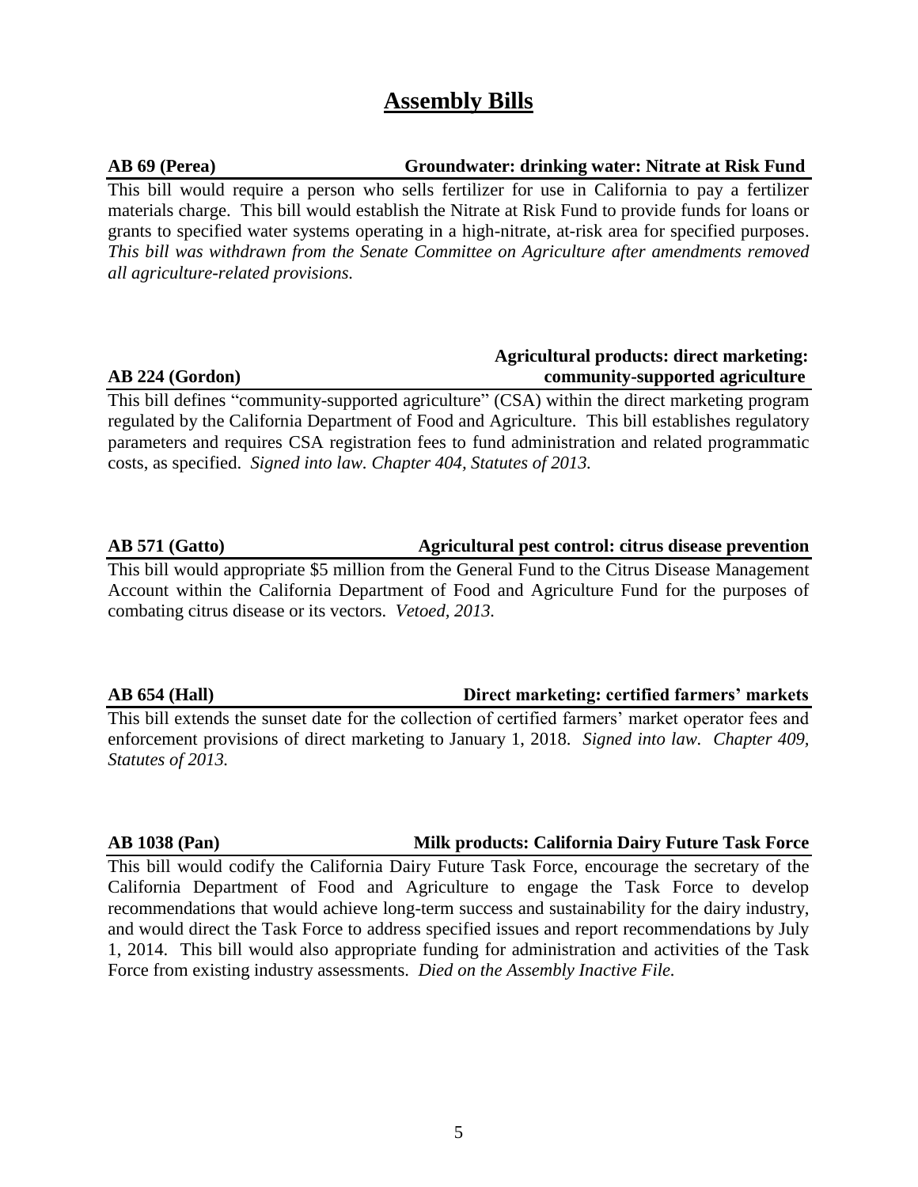# Assembly Bills

**AB 69 (Perea) — Groundwater: drinking water: Nitrate at Risk Fund**

This bill would require a person who sells fertilizer for use in California to pay a fertilizer materials charge. This bill would establish the Nitrate at Risk Fund to provide funds for loans or grants to specified water systems operating in a high-nitrate, at-risk area for specified purposes. *This bill was withdrawn from the Senate Committee on Agriculture after amendments removed all agriculture-related provisions.*

**AB 224 (Gordon) — Agricultural products: direct marketing: community-supported agriculture**

This bill defines "community-supported agriculture" (CSA) within the direct marketing program regulated by the California Department of Food and Agriculture. This bill establishes regulatory parameters and requires CSA registration fees to fund administration and related programmatic costs, as specified. *Signed into law. Chapter 404, Statutes of 2013.*

**AB 571 (Gatto) — Agricultural pest control: citrus disease prevention**

This bill would appropriate $5 million from the General Fund to the Citrus Disease Management Account within the California Department of Food and Agriculture Fund for the purposes of combating citrus disease or its vectors. *Vetoed, 2013.*

**AB 654 (Hall) — Direct marketing: certified farmers' markets**

This bill extends the sunset date for the collection of certified farmers' market operator fees and enforcement provisions of direct marketing to January 1, 2018. *Signed into law. Chapter 409, Statutes of 2013.*

**AB 1038 (Pan) — Milk products: California Dairy Future Task Force**

This bill would codify the California Dairy Future Task Force, encourage the secretary of the California Department of Food and Agriculture to engage the Task Force to develop recommendations that would achieve long-term success and sustainability for the dairy industry, and would direct the Task Force to address specified issues and report recommendations by July 1, 2014. This bill would also appropriate funding for administration and activities of the Task Force from existing industry assessments. *Died on the Assembly Inactive File.*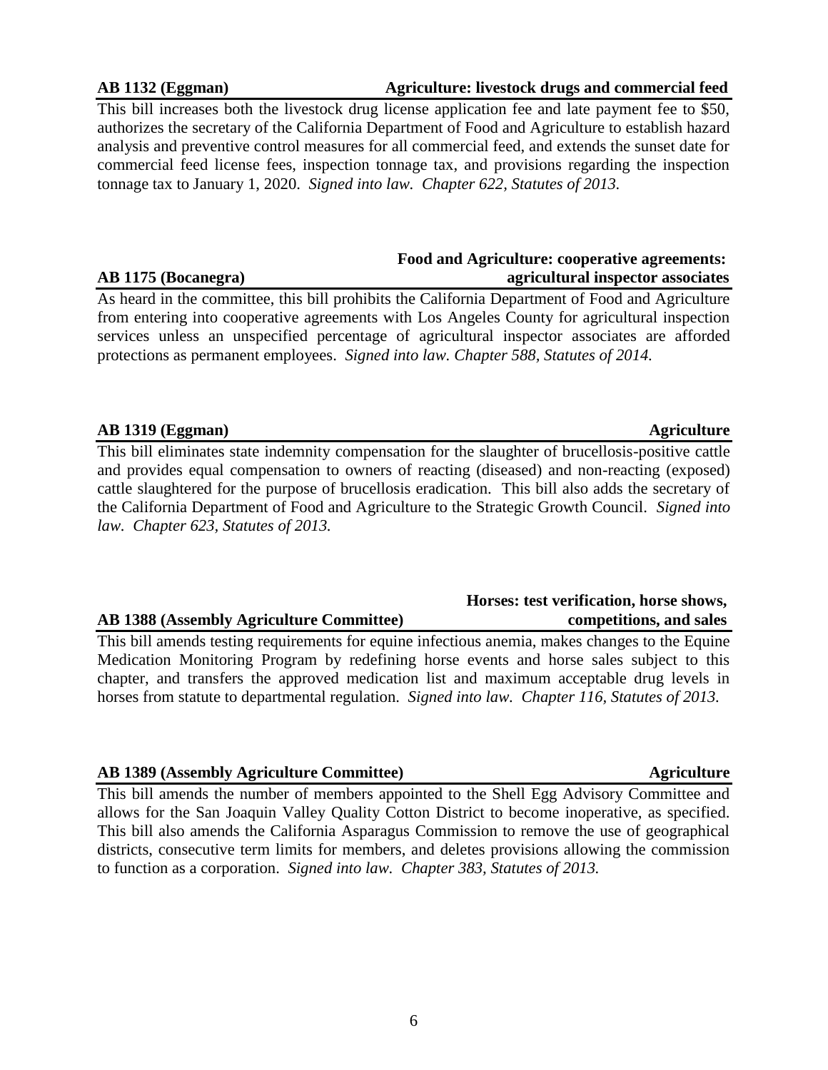**AB 1132 (Eggman)** **Agriculture: livestock drugs and commercial feed**

This bill increases both the livestock drug license application fee and late payment fee to $50, authorizes the secretary of the California Department of Food and Agriculture to establish hazard analysis and preventive control measures for all commercial feed, and extends the sunset date for commercial feed license fees, inspection tonnage tax, and provisions regarding the inspection tonnage tax to January 1, 2020. *Signed into law. Chapter 622, Statutes of 2013.*

**AB 1175 (Bocanegra)** **Food and Agriculture: cooperative agreements: agricultural inspector associates**

As heard in the committee, this bill prohibits the California Department of Food and Agriculture from entering into cooperative agreements with Los Angeles County for agricultural inspection services unless an unspecified percentage of agricultural inspector associates are afforded protections as permanent employees. *Signed into law. Chapter 588, Statutes of 2014.*

**AB 1319 (Eggman)** **Agriculture**

This bill eliminates state indemnity compensation for the slaughter of brucellosis-positive cattle and provides equal compensation to owners of reacting (diseased) and non-reacting (exposed) cattle slaughtered for the purpose of brucellosis eradication. This bill also adds the secretary of the California Department of Food and Agriculture to the Strategic Growth Council. *Signed into law. Chapter 623, Statutes of 2013.*

**AB 1388 (Assembly Agriculture Committee)** **Horses: test verification, horse shows, competitions, and sales**

This bill amends testing requirements for equine infectious anemia, makes changes to the Equine Medication Monitoring Program by redefining horse events and horse sales subject to this chapter, and transfers the approved medication list and maximum acceptable drug levels in horses from statute to departmental regulation. *Signed into law. Chapter 116, Statutes of 2013.*

**AB 1389 (Assembly Agriculture Committee)** **Agriculture**

This bill amends the number of members appointed to the Shell Egg Advisory Committee and allows for the San Joaquin Valley Quality Cotton District to become inoperative, as specified. This bill also amends the California Asparagus Commission to remove the use of geographical districts, consecutive term limits for members, and deletes provisions allowing the commission to function as a corporation. *Signed into law. Chapter 383, Statutes of 2013.*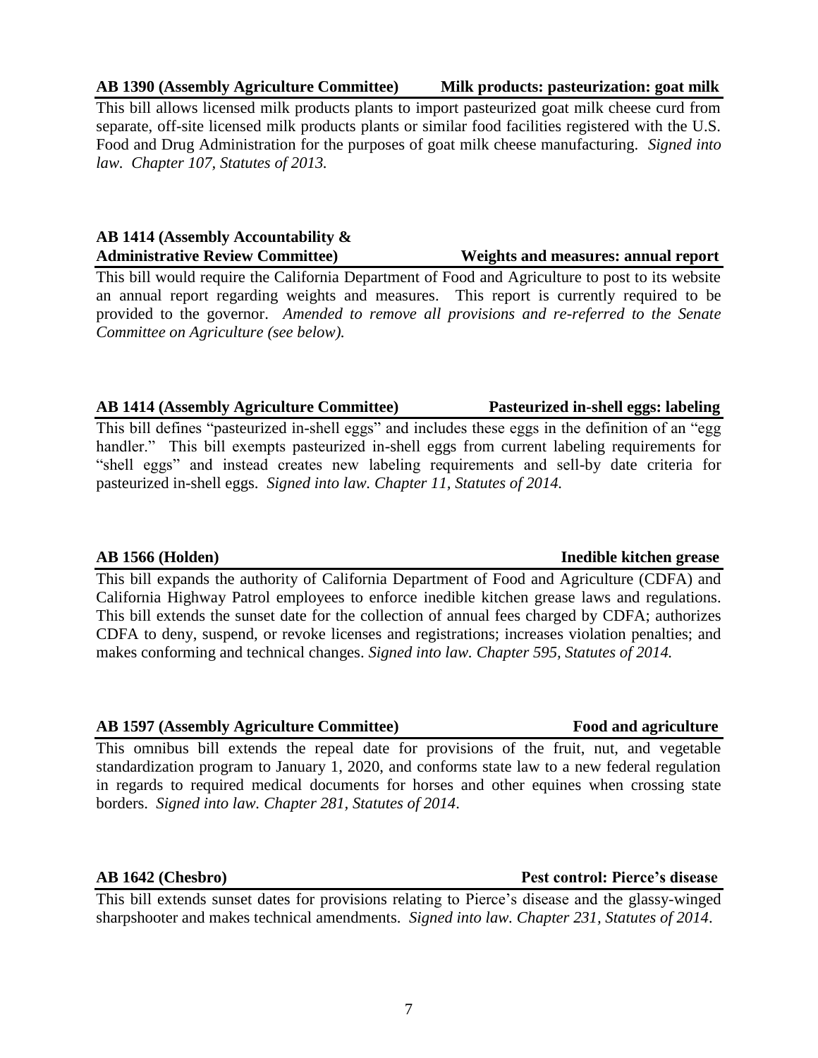**AB 1390 (Assembly Agriculture Committee) Milk products: pasteurization: goat milk**

This bill allows licensed milk products plants to import pasteurized goat milk cheese curd from separate, off-site licensed milk products plants or similar food facilities registered with the U.S. Food and Drug Administration for the purposes of goat milk cheese manufacturing. *Signed into law. Chapter 107, Statutes of 2013.*

**AB 1414 (Assembly Accountability & Administrative Review Committee) Weights and measures: annual report**

This bill would require the California Department of Food and Agriculture to post to its website an annual report regarding weights and measures. This report is currently required to be provided to the governor. *Amended to remove all provisions and re-referred to the Senate Committee on Agriculture (see below).*

**AB 1414 (Assembly Agriculture Committee) Pasteurized in-shell eggs: labeling**

This bill defines "pasteurized in-shell eggs" and includes these eggs in the definition of an "egg handler." This bill exempts pasteurized in-shell eggs from current labeling requirements for "shell eggs" and instead creates new labeling requirements and sell-by date criteria for pasteurized in-shell eggs. *Signed into law. Chapter 11, Statutes of 2014.*

**AB 1566 (Holden) Inedible kitchen grease**

This bill expands the authority of California Department of Food and Agriculture (CDFA) and California Highway Patrol employees to enforce inedible kitchen grease laws and regulations. This bill extends the sunset date for the collection of annual fees charged by CDFA; authorizes CDFA to deny, suspend, or revoke licenses and registrations; increases violation penalties; and makes conforming and technical changes. *Signed into law. Chapter 595, Statutes of 2014.*

**AB 1597 (Assembly Agriculture Committee) Food and agriculture**

This omnibus bill extends the repeal date for provisions of the fruit, nut, and vegetable standardization program to January 1, 2020, and conforms state law to a new federal regulation in regards to required medical documents for horses and other equines when crossing state borders. *Signed into law. Chapter 281, Statutes of 2014.*

**AB 1642 (Chesbro) Pest control: Pierce's disease**

This bill extends sunset dates for provisions relating to Pierce's disease and the glassy-winged sharpshooter and makes technical amendments. *Signed into law. Chapter 231, Statutes of 2014.*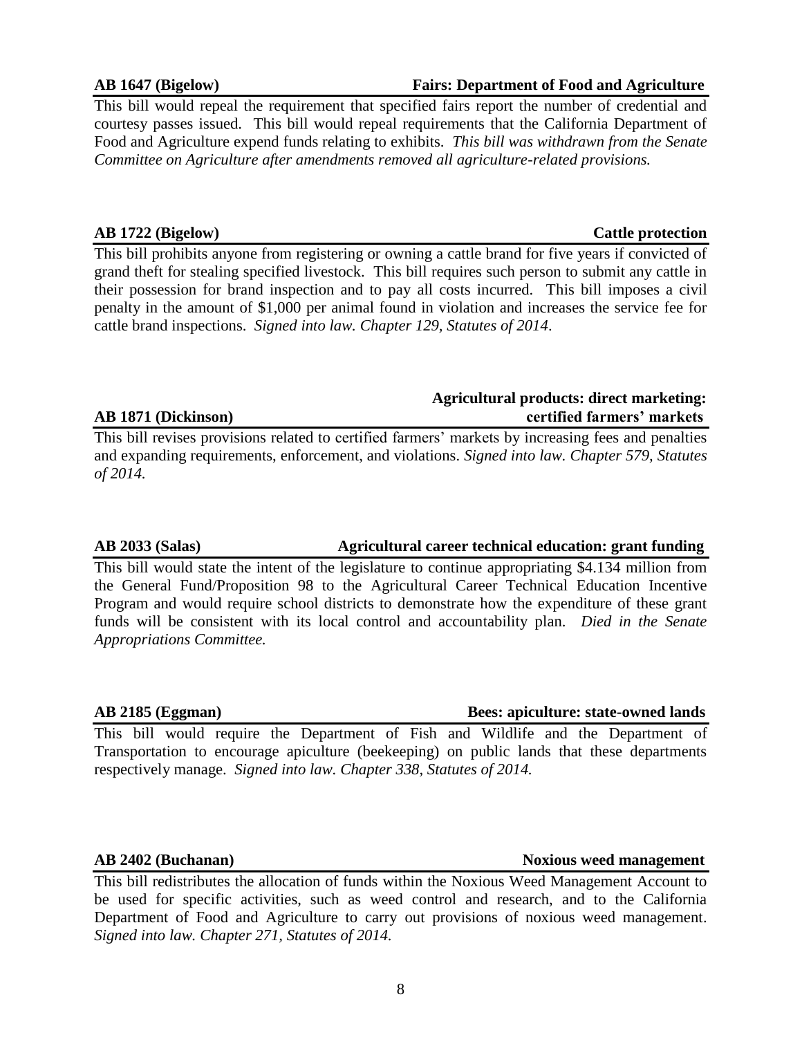**AB 1647 (Bigelow)** **Fairs: Department of Food and Agriculture**

This bill would repeal the requirement that specified fairs report the number of credential and courtesy passes issued. This bill would repeal requirements that the California Department of Food and Agriculture expend funds relating to exhibits. *This bill was withdrawn from the Senate Committee on Agriculture after amendments removed all agriculture-related provisions.*

**AB 1722 (Bigelow)** **Cattle protection**

This bill prohibits anyone from registering or owning a cattle brand for five years if convicted of grand theft for stealing specified livestock. This bill requires such person to submit any cattle in their possession for brand inspection and to pay all costs incurred. This bill imposes a civil penalty in the amount of $1,000 per animal found in violation and increases the service fee for cattle brand inspections. *Signed into law. Chapter 129, Statutes of 2014*.

**AB 1871 (Dickinson)** **Agricultural products: direct marketing: certified farmers' markets**

This bill revises provisions related to certified farmers' markets by increasing fees and penalties and expanding requirements, enforcement, and violations. *Signed into law. Chapter 579, Statutes of 2014.*

**AB 2033 (Salas)** **Agricultural career technical education: grant funding**

This bill would state the intent of the legislature to continue appropriating $4.134 million from the General Fund/Proposition 98 to the Agricultural Career Technical Education Incentive Program and would require school districts to demonstrate how the expenditure of these grant funds will be consistent with its local control and accountability plan. *Died in the Senate Appropriations Committee.*

**AB 2185 (Eggman)** **Bees: apiculture: state-owned lands**

This bill would require the Department of Fish and Wildlife and the Department of Transportation to encourage apiculture (beekeeping) on public lands that these departments respectively manage. *Signed into law. Chapter 338, Statutes of 2014.*

**AB 2402 (Buchanan)** **Noxious weed management**

This bill redistributes the allocation of funds within the Noxious Weed Management Account to be used for specific activities, such as weed control and research, and to the California Department of Food and Agriculture to carry out provisions of noxious weed management. *Signed into law. Chapter 271, Statutes of 2014.*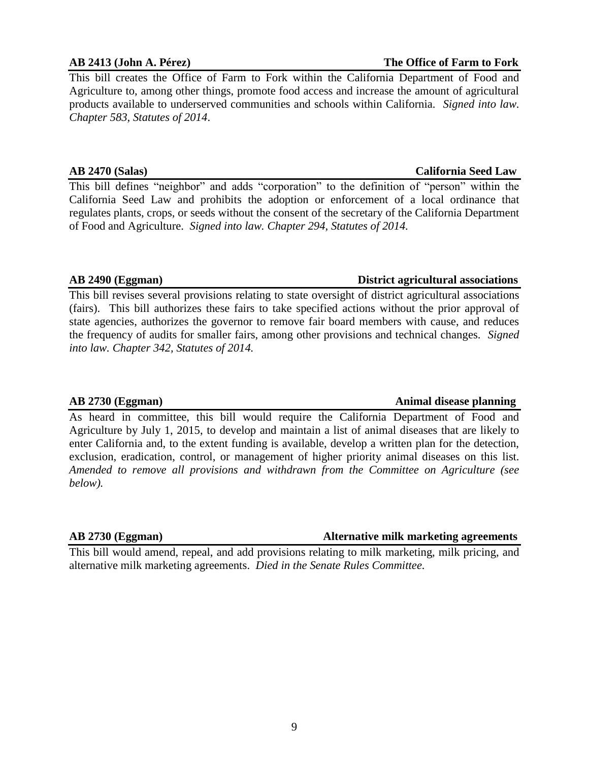**AB 2413 (John A. Pérez)** **The Office of Farm to Fork**

This bill creates the Office of Farm to Fork within the California Department of Food and Agriculture to, among other things, promote food access and increase the amount of agricultural products available to underserved communities and schools within California. *Signed into law. Chapter 583, Statutes of 2014*.

**AB 2470 (Salas)** **California Seed Law**

This bill defines "neighbor" and adds "corporation" to the definition of "person" within the California Seed Law and prohibits the adoption or enforcement of a local ordinance that regulates plants, crops, or seeds without the consent of the secretary of the California Department of Food and Agriculture. *Signed into law. Chapter 294, Statutes of 2014.*

**AB 2490 (Eggman)** **District agricultural associations**

This bill revises several provisions relating to state oversight of district agricultural associations (fairs). This bill authorizes these fairs to take specified actions without the prior approval of state agencies, authorizes the governor to remove fair board members with cause, and reduces the frequency of audits for smaller fairs, among other provisions and technical changes. *Signed into law. Chapter 342, Statutes of 2014.*

**AB 2730 (Eggman)** **Animal disease planning**

As heard in committee, this bill would require the California Department of Food and Agriculture by July 1, 2015, to develop and maintain a list of animal diseases that are likely to enter California and, to the extent funding is available, develop a written plan for the detection, exclusion, eradication, control, or management of higher priority animal diseases on this list. *Amended to remove all provisions and withdrawn from the Committee on Agriculture (see below).*

**AB 2730 (Eggman)** **Alternative milk marketing agreements**

This bill would amend, repeal, and add provisions relating to milk marketing, milk pricing, and alternative milk marketing agreements. *Died in the Senate Rules Committee.*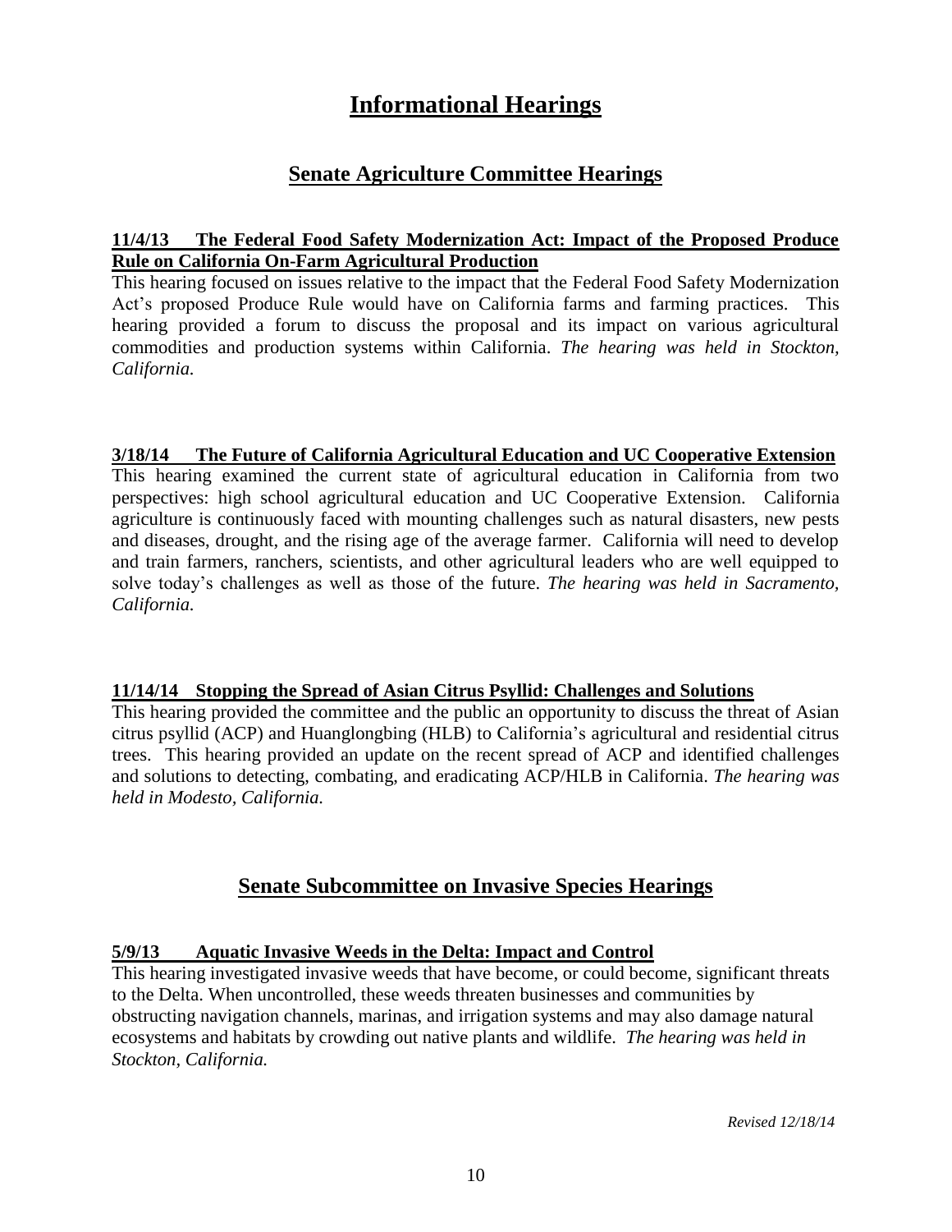# Informational Hearings

## Senate Agriculture Committee Hearings

**11/4/13 The Federal Food Safety Modernization Act: Impact of the Proposed Produce Rule on California On-Farm Agricultural Production**

This hearing focused on issues relative to the impact that the Federal Food Safety Modernization Act's proposed Produce Rule would have on California farms and farming practices. This hearing provided a forum to discuss the proposal and its impact on various agricultural commodities and production systems within California. *The hearing was held in Stockton, California.*

**3/18/14 The Future of California Agricultural Education and UC Cooperative Extension**

This hearing examined the current state of agricultural education in California from two perspectives: high school agricultural education and UC Cooperative Extension. California agriculture is continuously faced with mounting challenges such as natural disasters, new pests and diseases, drought, and the rising age of the average farmer. California will need to develop and train farmers, ranchers, scientists, and other agricultural leaders who are well equipped to solve today's challenges as well as those of the future. *The hearing was held in Sacramento, California.*

**11/14/14 Stopping the Spread of Asian Citrus Psyllid: Challenges and Solutions**

This hearing provided the committee and the public an opportunity to discuss the threat of Asian citrus psyllid (ACP) and Huanglongbing (HLB) to California's agricultural and residential citrus trees. This hearing provided an update on the recent spread of ACP and identified challenges and solutions to detecting, combating, and eradicating ACP/HLB in California. *The hearing was held in Modesto, California.*

## Senate Subcommittee on Invasive Species Hearings

**5/9/13 Aquatic Invasive Weeds in the Delta: Impact and Control**

This hearing investigated invasive weeds that have become, or could become, significant threats to the Delta. When uncontrolled, these weeds threaten businesses and communities by obstructing navigation channels, marinas, and irrigation systems and may also damage natural ecosystems and habitats by crowding out native plants and wildlife. *The hearing was held in Stockton, California.*

*Revised 12/18/14*